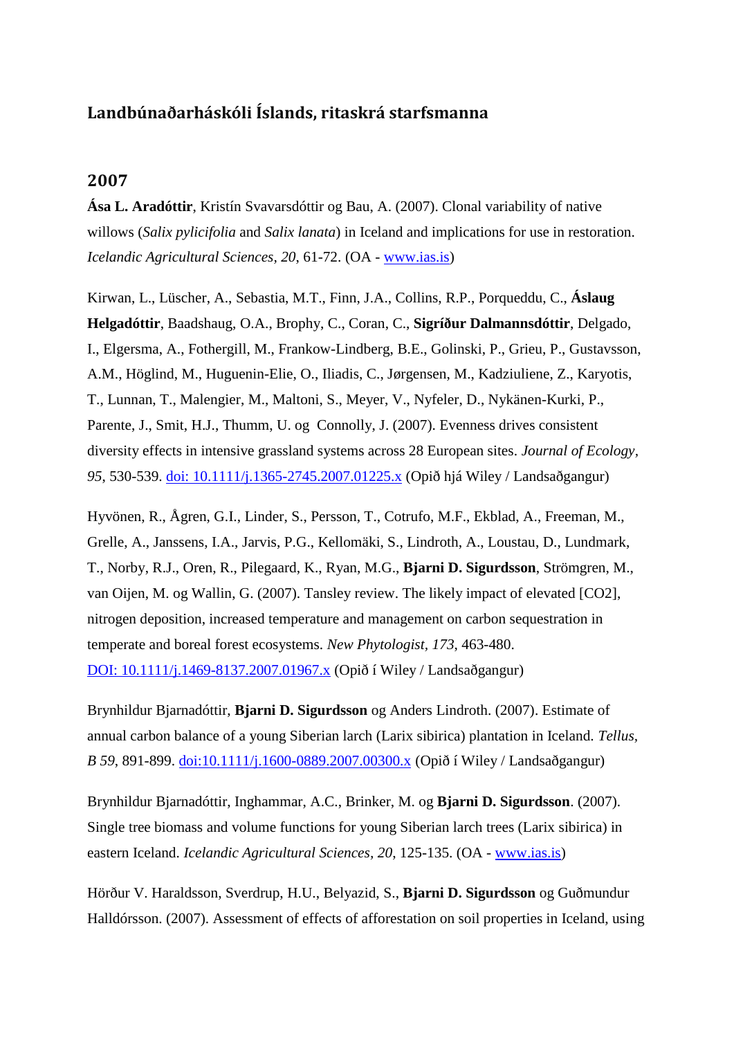# Landbúnaðarháskóli Íslands, ritaskrá starfsmanna

## 2007

**Ása L. Aradóttir**, Kristín Svavarsdóttir og Bau, A. (2007). Clonal variability of native willows (*Salix pylicifolia* and *Salix lanata*) in Iceland and implications for use in restoration. *Icelandic Agricultural Sciences, 20*, 61-72. (OA - www.ias.is)

Kirwan, L., Lüscher, A., Sebastia, M.T., Finn, J.A., Collins, R.P., Porqueddu, C., **Áslaug Helgadóttir**, Baadshaug, O.A., Brophy, C., Coran, C., **Sigríður Dalmannsdóttir**, Delgado, I., Elgersma, A., Fothergill, M., Frankow-Lindberg, B.E., Golinski, P., Grieu, P., Gustavsson, A.M., Höglind, M., Huguenin-Elie, O., Iliadis, C., Jørgensen, M., Kadziuliene, Z., Karyotis, T., Lunnan, T., Malengier, M., Maltoni, S., Meyer, V., Nyfeler, D., Nykänen-Kurki, P., Parente, J., Smit, H.J., Thumm, U. og Connolly, J. (2007). Evenness drives consistent diversity effects in intensive grassland systems across 28 European sites. *Journal of Ecology, 95*, 530-539. doi: 10.1111/j.1365-2745.2007.01225.x (Opið hjá Wiley / Landsaðgangur)

Hyvönen, R., Ågren, G.I., Linder, S., Persson, T., Cotrufo, M.F., Ekblad, A., Freeman, M., Grelle, A., Janssens, I.A., Jarvis, P.G., Kellomäki, S., Lindroth, A., Loustau, D., Lundmark, T., Norby, R.J., Oren, R., Pilegaard, K., Ryan, M.G., **Bjarni D. Sigurdsson**, Strömgren, M., van Oijen, M. og Wallin, G. (2007). Tansley review. The likely impact of elevated [CO2], nitrogen deposition, increased temperature and management on carbon sequestration in temperate and boreal forest ecosystems. *New Phytologist, 173*, 463-480. DOI: 10.1111/j.1469-8137.2007.01967.x (Opið í Wiley / Landsaðgangur)

Brynhildur Bjarnadóttir, **Bjarni D. Sigurdsson** og Anders Lindroth. (2007). Estimate of annual carbon balance of a young Siberian larch (Larix sibirica) plantation in Iceland. *Tellus, B 59*, 891-899. doi:10.1111/j.1600-0889.2007.00300.x (Opið í Wiley / Landsaðgangur)

Brynhildur Bjarnadóttir, Inghammar, A.C., Brinker, M. og **Bjarni D. Sigurdsson**. (2007). Single tree biomass and volume functions for young Siberian larch trees (Larix sibirica) in eastern Iceland. *Icelandic Agricultural Sciences, 20*, 125-135. (OA - www.ias.is)

Hörður V. Haraldsson, Sverdrup, H.U., Belyazid, S., **Bjarni D. Sigurdsson** og Guðmundur Halldórsson. (2007). Assessment of effects of afforestation on soil properties in Iceland, using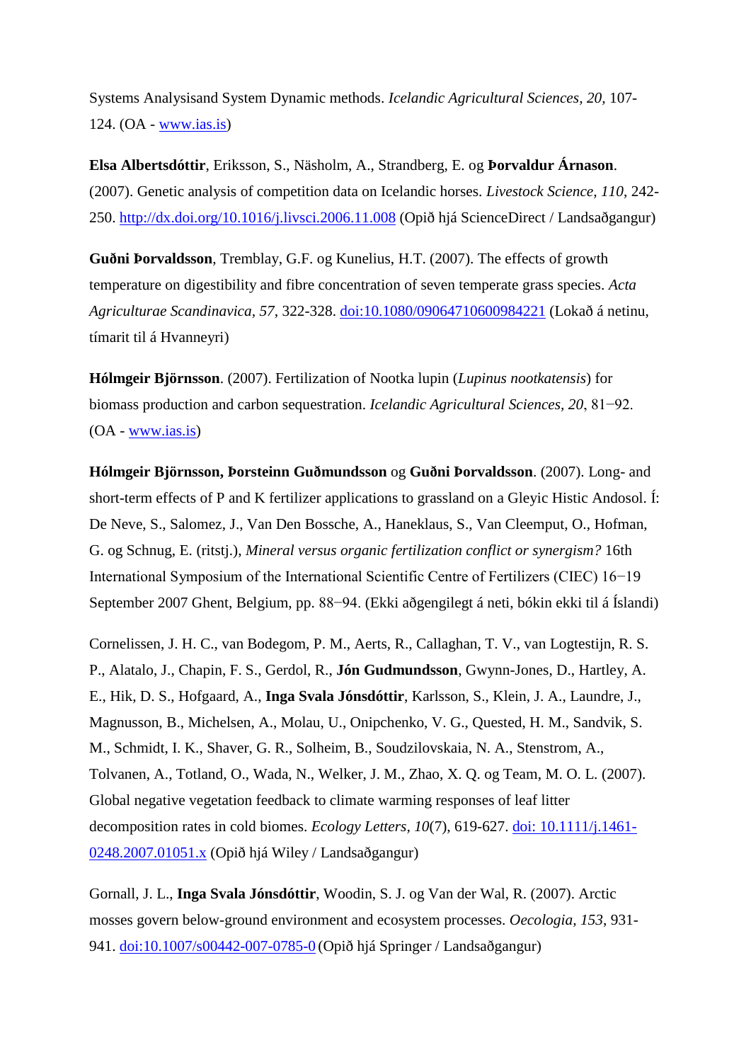Systems Analysisand System Dynamic methods. *Icelandic Agricultural Sciences, 20,* 107-124. (OA - www.ias.is)

**Elsa Albertsdóttir**, Eriksson, S., Näsholm, A., Strandberg, E. og **Þorvaldur Árnason**. (2007). Genetic analysis of competition data on Icelandic horses. *Livestock Science, 110*, 242-250. http://dx.doi.org/10.1016/j.livsci.2006.11.008 (Opið hjá ScienceDirect / Landsaðgangur)

**Guðni Þorvaldsson**, Tremblay, G.F. og Kunelius, H.T. (2007). The effects of growth temperature on digestibility and fibre concentration of seven temperate grass species. *Acta Agriculturae Scandinavica, 57*, 322-328. doi:10.1080/09064710600984221 (Lokað á netinu, tímarit til á Hvanneyri)

**Hólmgeir Björnsson**. (2007). Fertilization of Nootka lupin (*Lupinus nootkatensis*) for biomass production and carbon sequestration. *Icelandic Agricultural Sciences, 20*, 81−92. (OA - www.ias.is)

**Hólmgeir Björnsson, Þorsteinn Guðmundsson** og **Guðni Þorvaldsson**. (2007). Long- and short-term effects of P and K fertilizer applications to grassland on a Gleyic Histic Andosol. Í: De Neve, S., Salomez, J., Van Den Bossche, A., Haneklaus, S., Van Cleemput, O., Hofman, G. og Schnug, E. (ritstj.), *Mineral versus organic fertilization conflict or synergism?* 16th International Symposium of the International Scientific Centre of Fertilizers (CIEC) 16−19 September 2007 Ghent, Belgium, pp. 88−94. (Ekki aðgengilegt á neti, bókin ekki til á Íslandi)

Cornelissen, J. H. C., van Bodegom, P. M., Aerts, R., Callaghan, T. V., van Logtestijn, R. S. P., Alatalo, J., Chapin, F. S., Gerdol, R., **Jón Gudmundsson**, Gwynn-Jones, D., Hartley, A. E., Hik, D. S., Hofgaard, A., **Inga Svala Jónsdóttir**, Karlsson, S., Klein, J. A., Laundre, J., Magnusson, B., Michelsen, A., Molau, U., Onipchenko, V. G., Quested, H. M., Sandvik, S. M., Schmidt, I. K., Shaver, G. R., Solheim, B., Soudzilovskaia, N. A., Stenstrom, A., Tolvanen, A., Totland, O., Wada, N., Welker, J. M., Zhao, X. Q. og Team, M. O. L. (2007). Global negative vegetation feedback to climate warming responses of leaf litter decomposition rates in cold biomes. *Ecology Letters*, *10*(7), 619-627. doi: 10.1111/j.1461-0248.2007.01051.x (Opið hjá Wiley / Landsaðgangur)

Gornall, J. L., **Inga Svala Jónsdóttir**, Woodin, S. J. og Van der Wal, R. (2007). Arctic mosses govern below-ground environment and ecosystem processes. *Oecologia*, *153*, 931-941. doi:10.1007/s00442-007-0785-0 (Opið hjá Springer / Landsaðgangur)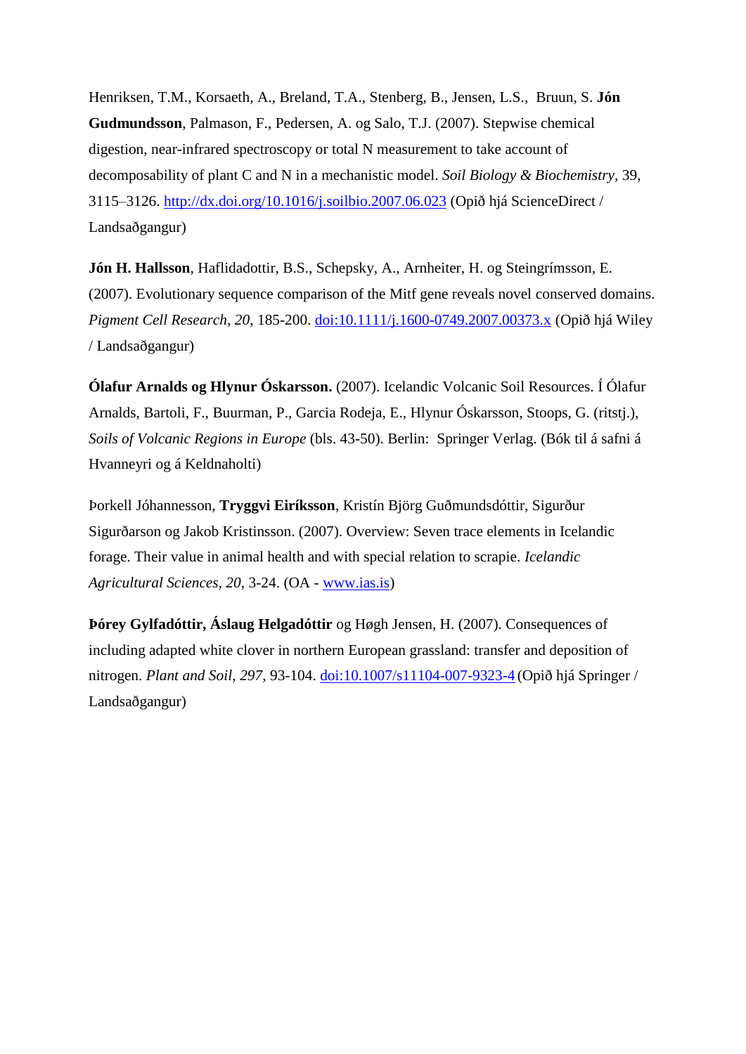Henriksen, T.M., Korsaeth, A., Breland, T.A., Stenberg, B., Jensen, L.S., Bruun, S. **Jón Gudmundsson**, Palmason, F., Pedersen, A. og Salo, T.J. (2007). Stepwise chemical digestion, near-infrared spectroscopy or total N measurement to take account of decomposability of plant C and N in a mechanistic model. *Soil Biology & Biochemistry*, 39, 3115–3126. http://dx.doi.org/10.1016/j.soilbio.2007.06.023 (Opið hjá ScienceDirect / Landsaðgangur)

**Jón H. Hallsson**, Haflidadottir, B.S., Schepsky, A., Arnheiter, H. og Steingrímsson, E. (2007). Evolutionary sequence comparison of the Mitf gene reveals novel conserved domains. *Pigment Cell Research*, *20*, 185-200. doi:10.1111/j.1600-0749.2007.00373.x (Opið hjá Wiley / Landsaðgangur)

**Ólafur Arnalds og Hlynur Óskarsson.** (2007). Icelandic Volcanic Soil Resources. Í Ólafur Arnalds, Bartoli, F., Buurman, P., Garcia Rodeja, E., Hlynur Óskarsson, Stoops, G. (ritstj.), *Soils of Volcanic Regions in Europe* (bls. 43-50). Berlin: Springer Verlag. (Bók til á safni á Hvanneyri og á Keldnaholti)

Þorkell Jóhannesson, **Tryggvi Eiríksson**, Kristín Björg Guðmundsdóttir, Sigurður Sigurðarson og Jakob Kristinsson. (2007). Overview: Seven trace elements in Icelandic forage. Their value in animal health and with special relation to scrapie. *Icelandic Agricultural Sciences*, *20*, 3-24. (OA - www.ias.is)

**Þórey Gylfadóttir, Áslaug Helgadóttir** og Høgh Jensen, H. (2007). Consequences of including adapted white clover in northern European grassland: transfer and deposition of nitrogen. *Plant and Soil*, *297*, 93-104. doi:10.1007/s11104-007-9323-4 (Opið hjá Springer / Landsaðgangur)